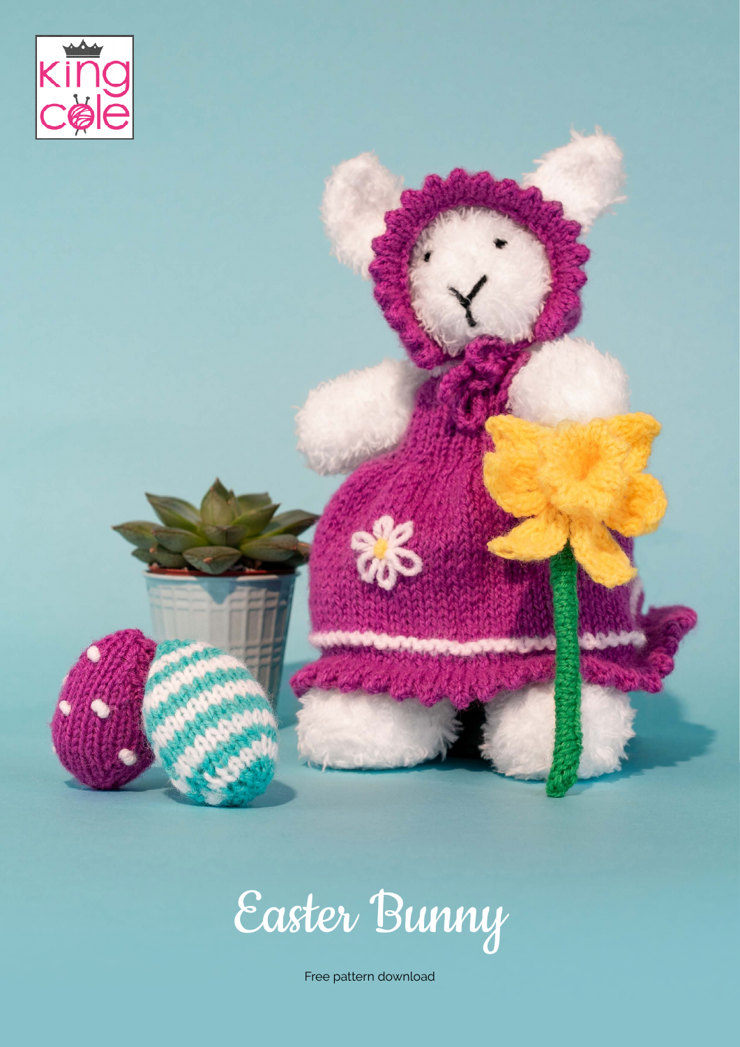# Easter Bunny

Free pattern download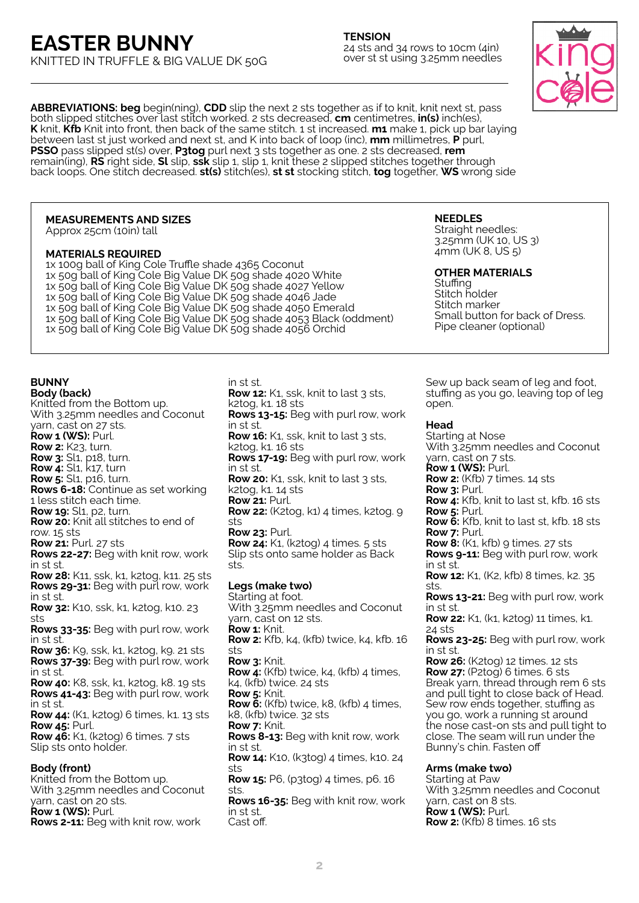# EASTER BUNNY

KNITTED IN TRUFFLE & BIG VALUE DK 50G

**TENSION**
24 sts and 34 rows to 10cm (4in) over st st using 3.25mm needles

**ABBREVIATIONS: beg** begin(ning), **CDD** slip the next 2 sts together as if to knit, knit next st, pass both slipped stitches over last stitch worked. 2 sts decreased, **cm** centimetres, **in(s)** inch(es), **K** knit, **Kfb** Knit into front, then back of the same stitch. 1 st increased. **m1** make 1, pick up bar laying between last st just worked and next st, and K into back of loop (inc), **mm** millimetres, **P** purl, **PSSO** pass slipped st(s) over, **P3tog** purl next 3 sts together as one. 2 sts decreased, **rem** remain(ing), **RS** right side, **Sl** slip, **ssk** slip 1, slip 1, knit these 2 slipped stitches together through back loops. One stitch decreased. **st(s)** stitch(es), **st st** stocking stitch, **tog** together, **WS** wrong side

**MEASUREMENTS AND SIZES**
Approx 25cm (10in) tall

**MATERIALS REQUIRED**
1x 100g ball of King Cole Truffle shade 4365 Coconut
1x 50g ball of King Cole Big Value DK 50g shade 4020 White
1x 50g ball of King Cole Big Value DK 50g shade 4027 Yellow
1x 50g ball of King Cole Big Value DK 50g shade 4046 Jade
1x 50g ball of King Cole Big Value DK 50g shade 4050 Emerald
1x 50g ball of King Cole Big Value DK 50g shade 4053 Black (oddment)
1x 50g ball of King Cole Big Value DK 50g shade 4056 Orchid

**NEEDLES**
Straight needles:
3.25mm (UK 10, US 3)
4mm (UK 8, US 5)

**OTHER MATERIALS**
Stuffing
Stitch holder
Stitch marker
Small button for back of Dress.
Pipe cleaner (optional)

## BUNNY

### Body (back)

Knitted from the Bottom up.
With 3.25mm needles and Coconut yarn, cast on 27 sts.
**Row 1 (WS):** Purl.
**Row 2:** K23, turn.
**Row 3:** Sl1, p18, turn.
**Row 4:** Sl1, k17, turn
**Row 5:** Sl1, p16, turn.
**Rows 6-18:** Continue as set working 1 less stitch each time.
**Row 19:** Sl1, p2, turn.
**Row 20:** Knit all stitches to end of row. 15 sts
**Row 21:** Purl. 27 sts
**Rows 22-27:** Beg with knit row, work in st st.
**Row 28:** K11, ssk, k1, k2tog, k11. 25 sts
**Rows 29-31:** Beg with purl row, work in st st.
**Row 32:** K10, ssk, k1, k2tog, k10. 23 sts
**Rows 33-35:** Beg with purl row, work in st st.
**Row 36:** K9, ssk, k1, k2tog, k9. 21 sts
**Rows 37-39:** Beg with purl row, work in st st.
**Row 40:** K8, ssk, k1, k2tog, k8. 19 sts
**Rows 41-43:** Beg with purl row, work in st st.
**Row 44:** (K1, k2tog) 6 times, k1. 13 sts
**Row 45:** Purl.
**Row 46:** K1, (k2tog) 6 times. 7 sts
Slip sts onto holder.

### Body (front)

Knitted from the Bottom up.
With 3.25mm needles and Coconut yarn, cast on 20 sts.
**Row 1 (WS):** Purl.
**Rows 2-11:** Beg with knit row, work in st st.
**Row 12:** K1, ssk, knit to last 3 sts, k2tog, k1. 18 sts
**Rows 13-15:** Beg with purl row, work in st st.
**Row 16:** K1, ssk, knit to last 3 sts, k2tog, k1. 16 sts
**Rows 17-19:** Beg with purl row, work in st st.
**Row 20:** K1, ssk, knit to last 3 sts, k2tog, k1. 14 sts
**Row 21:** Purl.
**Row 22:** (K2tog, k1) 4 times, k2tog. 9 sts
**Row 23:** Purl.
**Row 24:** K1, (k2tog) 4 times. 5 sts
Slip sts onto same holder as Back sts.

### Legs (make two)

Starting at foot.
With 3.25mm needles and Coconut yarn, cast on 12 sts.
**Row 1:** Knit.
**Row 2:** Kfb, k4, (kfb) twice, k4, kfb. 16 sts
**Row 3:** Knit.
**Row 4:** (Kfb) twice, k4, (kfb) 4 times, k4, (kfb) twice. 24 sts
**Row 5:** Knit.
**Row 6:** (Kfb) twice, k8, (kfb) 4 times, k8, (kfb) twice. 32 sts
**Row 7:** Knit.
**Rows 8-13:** Beg with knit row, work in st st.
**Row 14:** K10, (k3tog) 4 times, k10. 24 sts
**Row 15:** P6, (p3tog) 4 times, p6. 16 sts.
**Rows 16-35:** Beg with knit row, work in st st.
Cast off.

Sew up back seam of leg and foot, stuffing as you go, leaving top of leg open.

### Head

Starting at Nose
With 3.25mm needles and Coconut yarn, cast on 7 sts.
**Row 1 (WS):** Purl.
**Row 2:** (Kfb) 7 times. 14 sts
**Row 3:** Purl.
**Row 4:** Kfb, knit to last st, kfb. 16 sts
**Row 5:** Purl.
**Row 6:** Kfb, knit to last st, kfb. 18 sts
**Row 7:** Purl.
**Row 8:** (K1, kfb) 9 times. 27 sts
**Rows 9-11:** Beg with purl row, work in st st.
**Row 12:** K1, (K2, kfb) 8 times, k2. 35 sts.
**Rows 13-21:** Beg with purl row, work in st st.
**Row 22:** K1, (k1, k2tog) 11 times, k1. 24 sts
**Rows 23-25:** Beg with purl row, work in st st.
**Row 26:** (K2tog) 12 times. 12 sts
**Row 27:** (P2tog) 6 times. 6 sts
Break yarn, thread through rem 6 sts and pull tight to close back of Head. Sew row ends together, stuffing as you go, work a running st around the nose cast-on sts and pull tight to close. The seam will run under the Bunny's chin. Fasten off

### Arms (make two)

Starting at Paw
With 3.25mm needles and Coconut yarn, cast on 8 sts.
**Row 1 (WS):** Purl.
**Row 2:** (Kfb) 8 times. 16 sts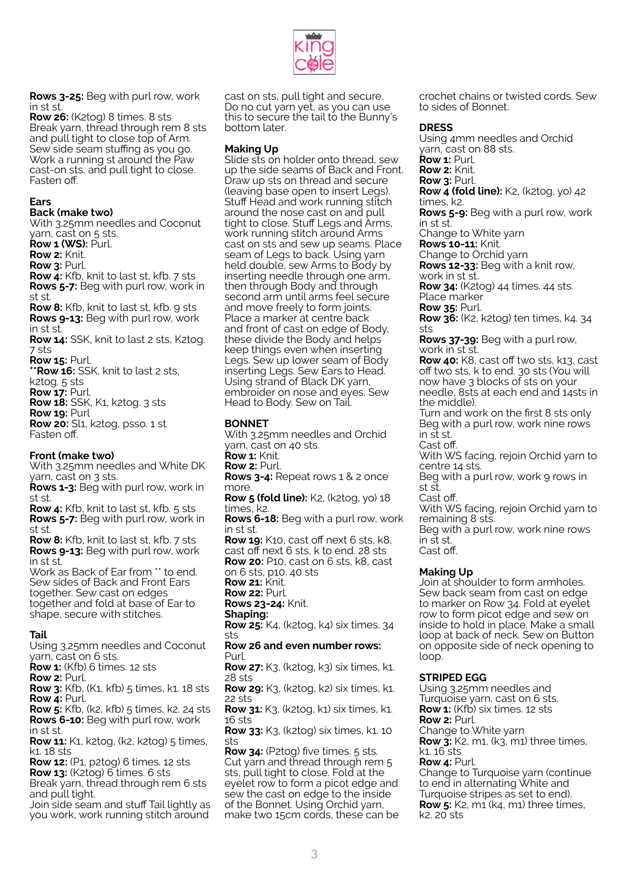**Rows 3-25:** Beg with purl row, work in st st.
**Row 26:** (K2tog) 8 times. 8 sts
Break yarn, thread through rem 8 sts and pull tight to close top of Arm. Sew side seam stuffing as you go. Work a running st around the Paw cast-on sts, and pull tight to close. Fasten off.

## Ears

### Back (make two)

With 3.25mm needles and Coconut yarn, cast on 5 sts.
**Row 1 (WS):** Purl.
**Row 2:** Knit.
**Row 3:** Purl.
**Row 4:** Kfb, knit to last st, kfb. 7 sts
**Rows 5-7:** Beg with purl row, work in st st.
**Row 8:** Kfb, knit to last st, kfb. 9 sts
**Rows 9-13:** Beg with purl row, work in st st.
**Row 14:** SSK, knit to last 2 sts, K2tog. 7 sts
**Row 15:** Purl.
****Row 16:** SSK, knit to last 2 sts, k2tog. 5 sts
**Row 17:** Purl.
**Row 18:** SSK, K1, k2tog. 3 sts
**Row 19:** Purl
**Row 20:** Sl1, k2tog, psso. 1 st
Fasten off.

### Front (make two)

With 3.25mm needles and White DK yarn, cast on 3 sts.
**Rows 1-3:** Beg with purl row, work in st st.
**Row 4:** Kfb, knit to last st, kfb. 5 sts
**Rows 5-7:** Beg with purl row, work in st st.
**Row 8:** Kfb, knit to last st, kfb. 7 sts
**Rows 9-13:** Beg with purl row, work in st st.
Work as Back of Ear from ** to end.
Sew sides of Back and Front Ears together. Sew cast on edges together and fold at base of Ear to shape, secure with stitches.

## Tail

Using 3.25mm needles and Coconut yarn, cast on 6 sts.
**Row 1:** (Kfb) 6 times. 12 sts
**Row 2:** Purl.
**Row 3:** Kfb, (K1, kfb) 5 times, k1. 18 sts
**Row 4:** Purl.
**Row 5:** Kfb, (k2, kfb) 5 times, k2. 24 sts
**Rows 6-10:** Beg with purl row, work in st st.
**Row 11:** K1, k2tog, (k2, k2tog) 5 times, k1. 18 sts
**Row 12:** (P1, p2tog) 6 times. 12 sts
**Row 13:** (K2tog) 6 times. 6 sts
Break yarn, thread through rem 6 sts and pull tight.
Join side seam and stuff Tail lightly as you work, work running stitch around cast on sts, pull tight and secure. Do no cut yarn yet, as you can use this to secure the tail to the Bunny's bottom later.

## Making Up

Slide sts on holder onto thread, sew up the side seams of Back and Front. Draw up sts on thread and secure (leaving base open to insert Legs). Stuff Head and work running stitch around the nose cast on and pull tight to close. Stuff Legs and Arms, work running stitch around Arms cast on sts and sew up seams. Place seam of Legs to back. Using yarn held double, sew Arms to Body by inserting needle through one arm, then through Body and through second arm until arms feel secure and move freely to form joints. Place a marker at centre back and front of cast on edge of Body, these divide the Body and helps keep things even when inserting Legs. Sew up lower seam of Body inserting Legs. Sew Ears to Head. Using strand of Black DK yarn, embroider on nose and eyes. Sew Head to Body. Sew on Tail.

## BONNET

With 3.25mm needles and Orchid yarn, cast on 40 sts.
**Row 1:** Knit.
**Row 2:** Purl.
**Rows 3-4:** Repeat rows 1 & 2 once more.
**Row 5 (fold line):** K2, (k2tog, yo) 18 times, k2.
**Rows 6-18:** Beg with a purl row, work in st st.
**Row 19:** K10, cast off next 6 sts, k8, cast off next 6 sts, k to end. 28 sts
**Row 20:** P10, cast on 6 sts, k8, cast on 6 sts, p10. 40 sts
**Row 21:** Knit.
**Row 22:** Purl.
**Rows 23-24:** Knit.
**Shaping:**
**Row 25:** K4, (k2tog, k4) six times. 34 sts
**Row 26 and even number rows:** Purl.
**Row 27:** K3, (k2tog, k3) six times, k1. 28 sts
**Row 29:** K3, (k2tog, k2) six times, k1. 22 sts
**Row 31:** K3, (k2tog, k1) six times, k1. 16 sts
**Row 33:** K3, (k2tog) six times, k1. 10 sts
**Row 34:** (P2tog) five times. 5 sts.
Cut yarn and thread through rem 5 sts, pull tight to close. Fold at the eyelet row to form a picot edge and sew the cast on edge to the inside of the Bonnet. Using Orchid yarn, make two 15cm cords, these can be crochet chains or twisted cords. Sew to sides of Bonnet.

## DRESS

Using 4mm needles and Orchid yarn, cast on 88 sts.
**Row 1:** Purl.
**Row 2:** Knit.
**Row 3:** Purl.
**Row 4 (fold line):** K2, (k2tog, yo) 42 times, k2.
**Rows 5-9:** Beg with a purl row, work in st st.
Change to White yarn
**Rows 10-11:** Knit.
Change to Orchid yarn
**Rows 12-33:** Beg with a knit row, work in st st.
**Row 34:** (K2tog) 44 times. 44 sts.
Place marker
**Row 35:** Purl.
**Row 36:** (K2, k2tog) ten times, k4. 34 sts
**Rows 37-39:** Beg with a purl row, work in st st.
**Row 40:** K8, cast off two sts, k13, cast off two sts, k to end. 30 sts (You will now have 3 blocks of sts on your needle, 8sts at each end and 14sts in the middle).
Turn and work on the first 8 sts only
Beg with a purl row, work nine rows in st st.
Cast off.
With WS facing, rejoin Orchid yarn to centre 14 sts.
Beg with a purl row, work 9 rows in st st.
Cast off.
With WS facing, rejoin Orchid yarn to remaining 8 sts.
Beg with a purl row, work nine rows in st st.
Cast off.

## Making Up

Join at shoulder to form armholes. Sew back seam from cast on edge to marker on Row 34. Fold at eyelet row to form picot edge and sew on inside to hold in place. Make a small loop at back of neck. Sew on Button on opposite side of neck opening to loop.

## STRIPED EGG

Using 3.25mm needles and Turquoise yarn, cast on 6 sts.
**Row 1:** (Kfb) six times. 12 sts
**Row 2:** Purl.
Change to White yarn
**Row 3:** K2, m1, (k3, m1) three times, k1. 16 sts
**Row 4:** Purl.
Change to Turquoise yarn (continue to end in alternating White and Turquoise stripes as set to end).
**Row 5:** K2, m1 (k4, m1) three times, k2. 20 sts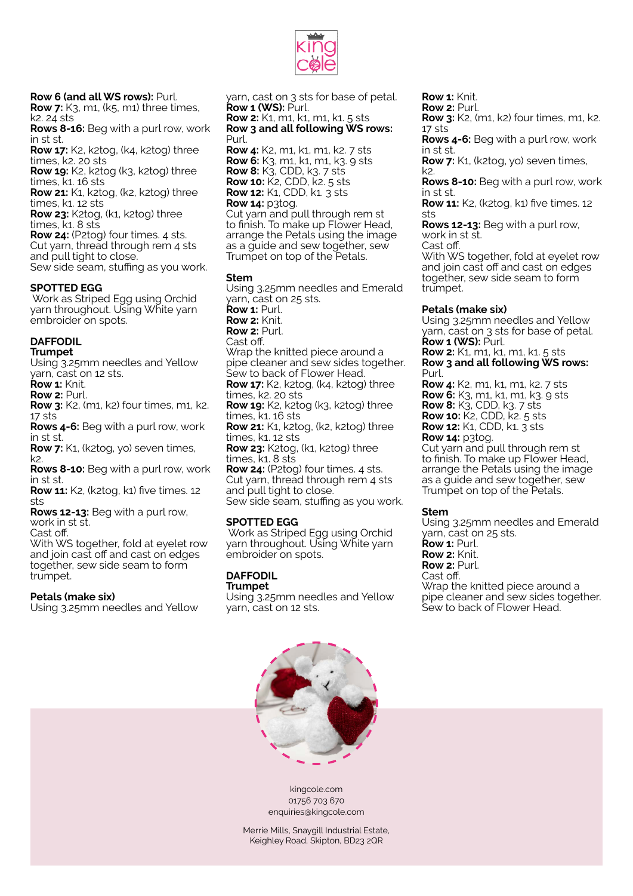**Row 6 (and all WS rows):** Purl.
**Row 7:** K3, m1, (k5, m1) three times, k2. 24 sts
**Rows 8-16:** Beg with a purl row, work in st st.
**Row 17:** K2, k2tog, (k4, k2tog) three times, k2. 20 sts
**Row 19:** K2, k2tog (k3, k2tog) three times, k1. 16 sts
**Row 21:** K1, k2tog, (k2, k2tog) three times, k1. 12 sts
**Row 23:** K2tog, (k1, k2tog) three times, k1. 8 sts
**Row 24:** (P2tog) four times. 4 sts.
Cut yarn, thread through rem 4 sts and pull tight to close.
Sew side seam, stuffing as you work.

### SPOTTED EGG

Work as Striped Egg using Orchid yarn throughout. Using White yarn embroider on spots.

### DAFFODIL

**Trumpet**

Using 3.25mm needles and Yellow yarn, cast on 12 sts.
**Row 1:** Knit.
**Row 2:** Purl.
**Row 3:** K2, (m1, k2) four times, m1, k2. 17 sts
**Rows 4-6:** Beg with a purl row, work in st st.
**Row 7:** K1, (k2tog, yo) seven times, k2.
**Rows 8-10:** Beg with a purl row, work in st st.
**Row 11:** K2, (k2tog, k1) five times. 12 sts
**Rows 12-13:** Beg with a purl row, work in st st.
Cast off.
With WS together, fold at eyelet row and join cast off and cast on edges together, sew side seam to form trumpet.

**Petals (make six)**

Using 3.25mm needles and Yellow yarn, cast on 3 sts for base of petal.
**Row 1 (WS):** Purl.
**Row 2:** K1, m1, k1, m1, k1. 5 sts
**Row 3 and all following WS rows:** Purl.
**Row 4:** K2, m1, k1, m1, k2. 7 sts
**Row 6:** K3, m1, k1, m1, k3. 9 sts
**Row 8:** K3, CDD, k3. 7 sts
**Row 10:** K2, CDD, k2. 5 sts
**Row 12:** K1, CDD, k1. 3 sts
**Row 14:** p3tog.
Cut yarn and pull through rem st to finish. To make up Flower Head, arrange the Petals using the image as a guide and sew together, sew Trumpet on top of the Petals.

**Stem**

Using 3.25mm needles and Emerald yarn, cast on 25 sts.
**Row 1:** Purl.
**Row 2:** Knit.
**Row 2:** Purl.
Cast off.
Wrap the knitted piece around a pipe cleaner and sew sides together. Sew to back of Flower Head.
**Row 17:** K2, k2tog, (k4, k2tog) three times, k2. 20 sts
**Row 19:** K2, k2tog (k3, k2tog) three times, k1. 16 sts
**Row 21:** K1, k2tog, (k2, k2tog) three times, k1. 12 sts
**Row 23:** K2tog, (k1, k2tog) three times, k1. 8 sts
**Row 24:** (P2tog) four times. 4 sts.
Cut yarn, thread through rem 4 sts and pull tight to close.
Sew side seam, stuffing as you work.

### SPOTTED EGG

Work as Striped Egg using Orchid yarn throughout. Using White yarn embroider on spots.

### DAFFODIL

**Trumpet**

Using 3.25mm needles and Yellow yarn, cast on 12 sts.
**Row 1:** Knit.
**Row 2:** Purl.
**Row 3:** K2, (m1, k2) four times, m1, k2. 17 sts
**Rows 4-6:** Beg with a purl row, work in st st.
**Row 7:** K1, (k2tog, yo) seven times, k2.
**Rows 8-10:** Beg with a purl row, work in st st.
**Row 11:** K2, (k2tog, k1) five times. 12 sts
**Rows 12-13:** Beg with a purl row, work in st st.
Cast off.
With WS together, fold at eyelet row and join cast off and cast on edges together, sew side seam to form trumpet.

**Petals (make six)**

Using 3.25mm needles and Yellow yarn, cast on 3 sts for base of petal.
**Row 1 (WS):** Purl.
**Row 2:** K1, m1, k1, m1, k1. 5 sts
**Row 3 and all following WS rows:** Purl.
**Row 4:** K2, m1, k1, m1, k2. 7 sts
**Row 6:** K3, m1, k1, m1, k3. 9 sts
**Row 8:** K3, CDD, k3. 7 sts
**Row 10:** K2, CDD, k2. 5 sts
**Row 12:** K1, CDD, k1. 3 sts
**Row 14:** p3tog.
Cut yarn and pull through rem st to finish. To make up Flower Head, arrange the Petals using the image as a guide and sew together, sew Trumpet on top of the Petals.

**Stem**

Using 3.25mm needles and Emerald yarn, cast on 25 sts.
**Row 1:** Purl.
**Row 2:** Knit.
**Row 2:** Purl.
Cast off.
Wrap the knitted piece around a pipe cleaner and sew sides together. Sew to back of Flower Head.

kingcole.com
01756 703 670
enquiries@kingcole.com

Merrie Mills, Snaygill Industrial Estate, Keighley Road, Skipton, BD23 2QR